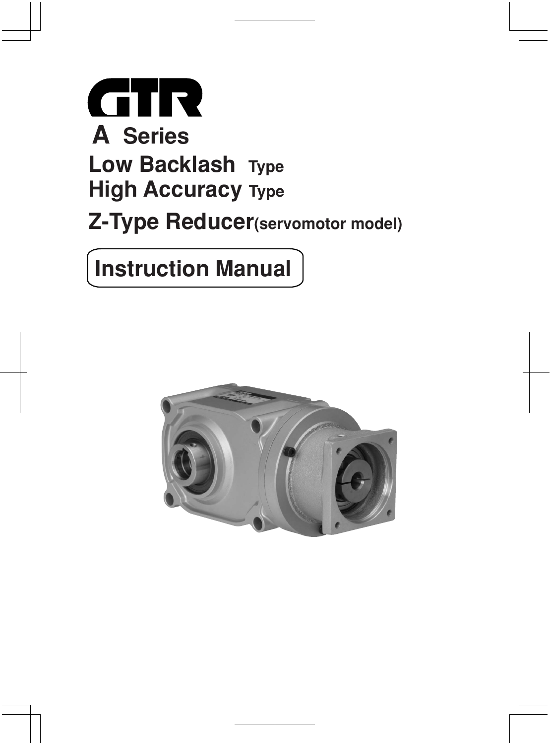# GTR

## A Series

### Low Backlash Type
### High Accuracy Type

### Z-Type Reducer(servomotor model)

**Instruction Manual**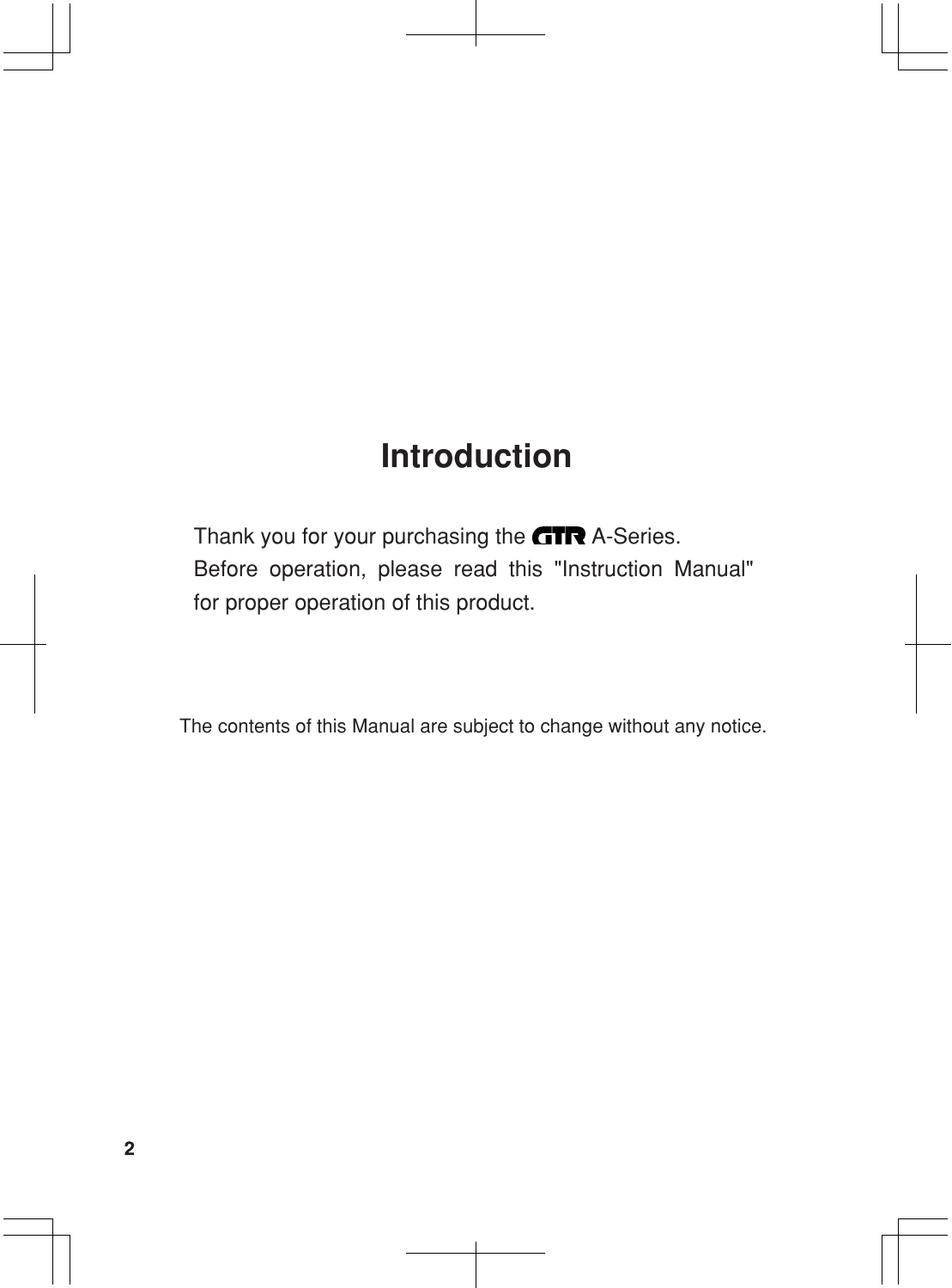# Introduction

Thank you for your purchasing the GTR A-Series.
Before operation, please read this "Instruction Manual" for proper operation of this product.

The contents of this Manual are subject to change without any notice.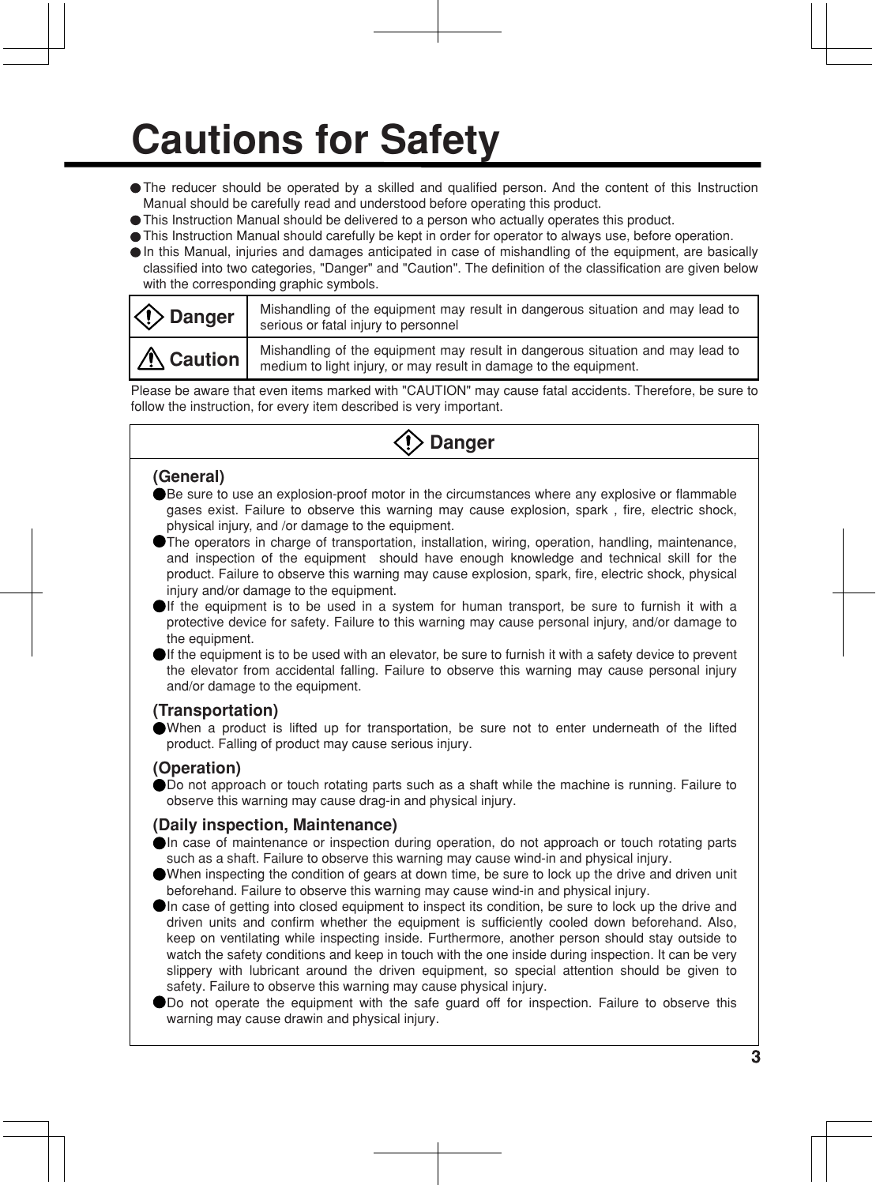# Cautions for Safety

- The reducer should be operated by a skilled and qualified person. And the content of this Instruction Manual should be carefully read and understood before operating this product.
- This Instruction Manual should be delivered to a person who actually operates this product.
- This Instruction Manual should carefully be kept in order for operator to always use, before operation.
- In this Manual, injuries and damages anticipated in case of mishandling of the equipment, are basically classified into two categories, "Danger" and "Caution". The definition of the classification are given below with the corresponding graphic symbols.

| | |
|---|---|
| **Danger** | Mishandling of the equipment may result in dangerous situation and may lead to serious or fatal injury to personnel |
| **Caution** | Mishandling of the equipment may result in dangerous situation and may lead to medium to light injury, or may result in damage to the equipment. |

Please be aware that even items marked with "CAUTION" may cause fatal accidents. Therefore, be sure to follow the instruction, for every item described is very important.

## Danger

### (General)

- Be sure to use an explosion-proof motor in the circumstances where any explosive or flammable gases exist. Failure to observe this warning may cause explosion, spark , fire, electric shock, physical injury, and /or damage to the equipment.
- The operators in charge of transportation, installation, wiring, operation, handling, maintenance, and inspection of the equipment should have enough knowledge and technical skill for the product. Failure to observe this warning may cause explosion, spark, fire, electric shock, physical injury and/or damage to the equipment.
- If the equipment is to be used in a system for human transport, be sure to furnish it with a protective device for safety. Failure to this warning may cause personal injury, and/or damage to the equipment.
- If the equipment is to be used with an elevator, be sure to furnish it with a safety device to prevent the elevator from accidental falling. Failure to observe this warning may cause personal injury and/or damage to the equipment.

### (Transportation)

- When a product is lifted up for transportation, be sure not to enter underneath of the lifted product. Falling of product may cause serious injury.

### (Operation)

- Do not approach or touch rotating parts such as a shaft while the machine is running. Failure to observe this warning may cause drag-in and physical injury.

### (Daily inspection, Maintenance)

- In case of maintenance or inspection during operation, do not approach or touch rotating parts such as a shaft. Failure to observe this warning may cause wind-in and physical injury.
- When inspecting the condition of gears at down time, be sure to lock up the drive and driven unit beforehand. Failure to observe this warning may cause wind-in and physical injury.
- In case of getting into closed equipment to inspect its condition, be sure to lock up the drive and driven units and confirm whether the equipment is sufficiently cooled down beforehand. Also, keep on ventilating while inspecting inside. Furthermore, another person should stay outside to watch the safety conditions and keep in touch with the one inside during inspection. It can be very slippery with lubricant around the driven equipment, so special attention should be given to safety. Failure to observe this warning may cause physical injury.
- Do not operate the equipment with the safe guard off for inspection. Failure to observe this warning may cause drawin and physical injury.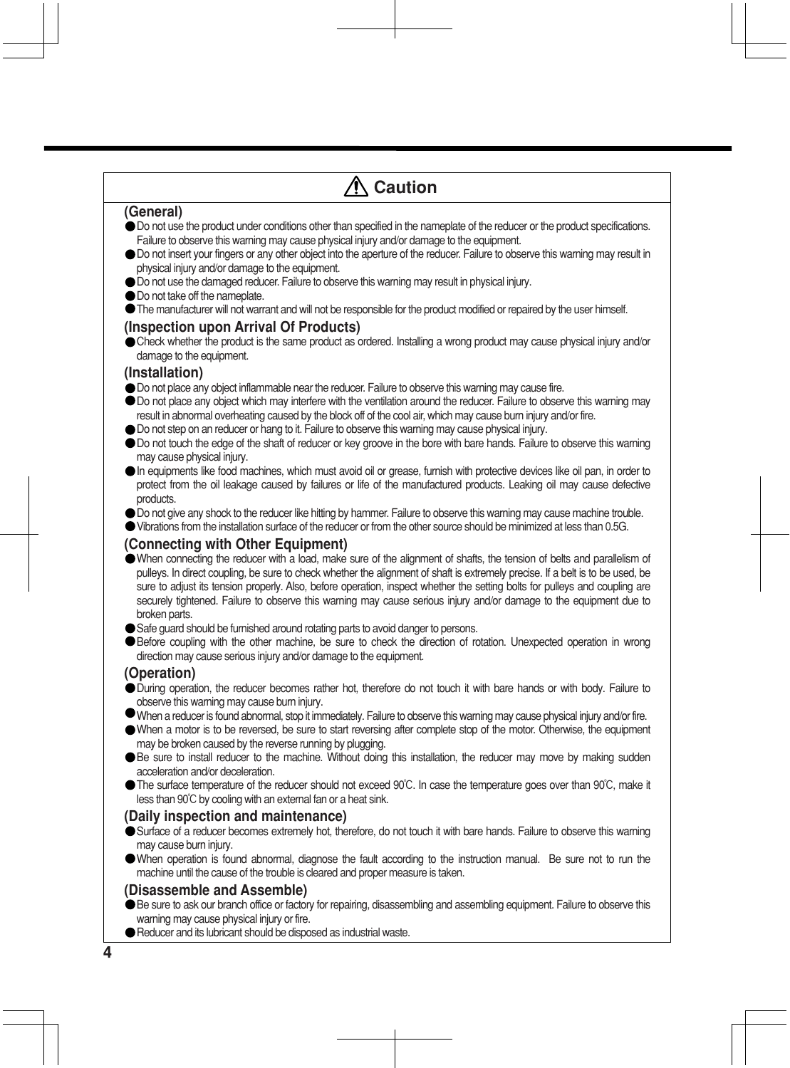## ⚠ Caution

### (General)

- Do not use the product under conditions other than specified in the nameplate of the reducer or the product specifications. Failure to observe this warning may cause physical injury and/or damage to the equipment.
- Do not insert your fingers or any other object into the aperture of the reducer. Failure to observe this warning may result in physical injury and/or damage to the equipment.
- Do not use the damaged reducer. Failure to observe this warning may result in physical injury.
- Do not take off the nameplate.
- The manufacturer will not warrant and will not be responsible for the product modified or repaired by the user himself.

### (Inspection upon Arrival Of Products)

- Check whether the product is the same product as ordered. Installing a wrong product may cause physical injury and/or damage to the equipment.

### (Installation)

- Do not place any object inflammable near the reducer. Failure to observe this warning may cause fire.
- Do not place any object which may interfere with the ventilation around the reducer. Failure to observe this warning may result in abnormal overheating caused by the block off of the cool air, which may cause burn injury and/or fire.
- Do not step on an reducer or hang to it. Failure to observe this warning may cause physical injury.
- Do not touch the edge of the shaft of reducer or key groove in the bore with bare hands. Failure to observe this warning may cause physical injury.
- In equipments like food machines, which must avoid oil or grease, furnish with protective devices like oil pan, in order to protect from the oil leakage caused by failures or life of the manufactured products. Leaking oil may cause defective products.
- Do not give any shock to the reducer like hitting by hammer. Failure to observe this warning may cause machine trouble.
- Vibrations from the installation surface of the reducer or from the other source should be minimized at less than 0.5G.

### (Connecting with Other Equipment)

- When connecting the reducer with a load, make sure of the alignment of shafts, the tension of belts and parallelism of pulleys. In direct coupling, be sure to check whether the alignment of shaft is extremely precise. If a belt is to be used, be sure to adjust its tension properly. Also, before operation, inspect whether the setting bolts for pulleys and coupling are securely tightened. Failure to observe this warning may cause serious injury and/or damage to the equipment due to broken parts.
- Safe guard should be furnished around rotating parts to avoid danger to persons.
- Before coupling with the other machine, be sure to check the direction of rotation. Unexpected operation in wrong direction may cause serious injury and/or damage to the equipment.

### (Operation)

- During operation, the reducer becomes rather hot, therefore do not touch it with bare hands or with body. Failure to observe this warning may cause burn injury.
- When a reducer is found abnormal, stop it immediately. Failure to observe this warning may cause physical injury and/or fire.
- When a motor is to be reversed, be sure to start reversing after complete stop of the motor. Otherwise, the equipment may be broken caused by the reverse running by plugging.
- Be sure to install reducer to the machine. Without doing this installation, the reducer may move by making sudden acceleration and/or deceleration.
- The surface temperature of the reducer should not exceed 90℃. In case the temperature goes over than 90℃, make it less than 90℃ by cooling with an external fan or a heat sink.

### (Daily inspection and maintenance)

- Surface of a reducer becomes extremely hot, therefore, do not touch it with bare hands. Failure to observe this warning may cause burn injury.
- When operation is found abnormal, diagnose the fault according to the instruction manual. Be sure not to run the machine until the cause of the trouble is cleared and proper measure is taken.

### (Disassemble and Assemble)

- Be sure to ask our branch office or factory for repairing, disassembling and assembling equipment. Failure to observe this warning may cause physical injury or fire.
- Reducer and its lubricant should be disposed as industrial waste.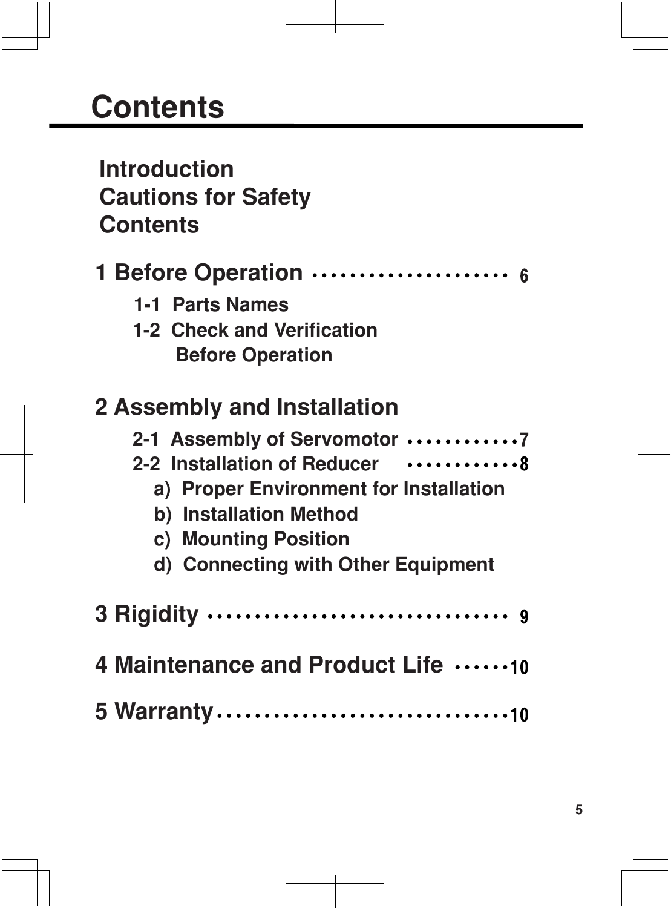# Contents

Introduction
Cautions for Safety
Contents

1 Before Operation ...................... 6

- 1-1 Parts Names
- 1-2 Check and Verification Before Operation

2 Assembly and Installation

- 2-1 Assembly of Servomotor ............ 7
- 2-2 Installation of Reducer ............ 8
  - a) Proper Environment for Installation
  - b) Installation Method
  - c) Mounting Position
  - d) Connecting with Other Equipment

3 Rigidity .................................. 9

4 Maintenance and Product Life ...... 10

5 Warranty ................................. 10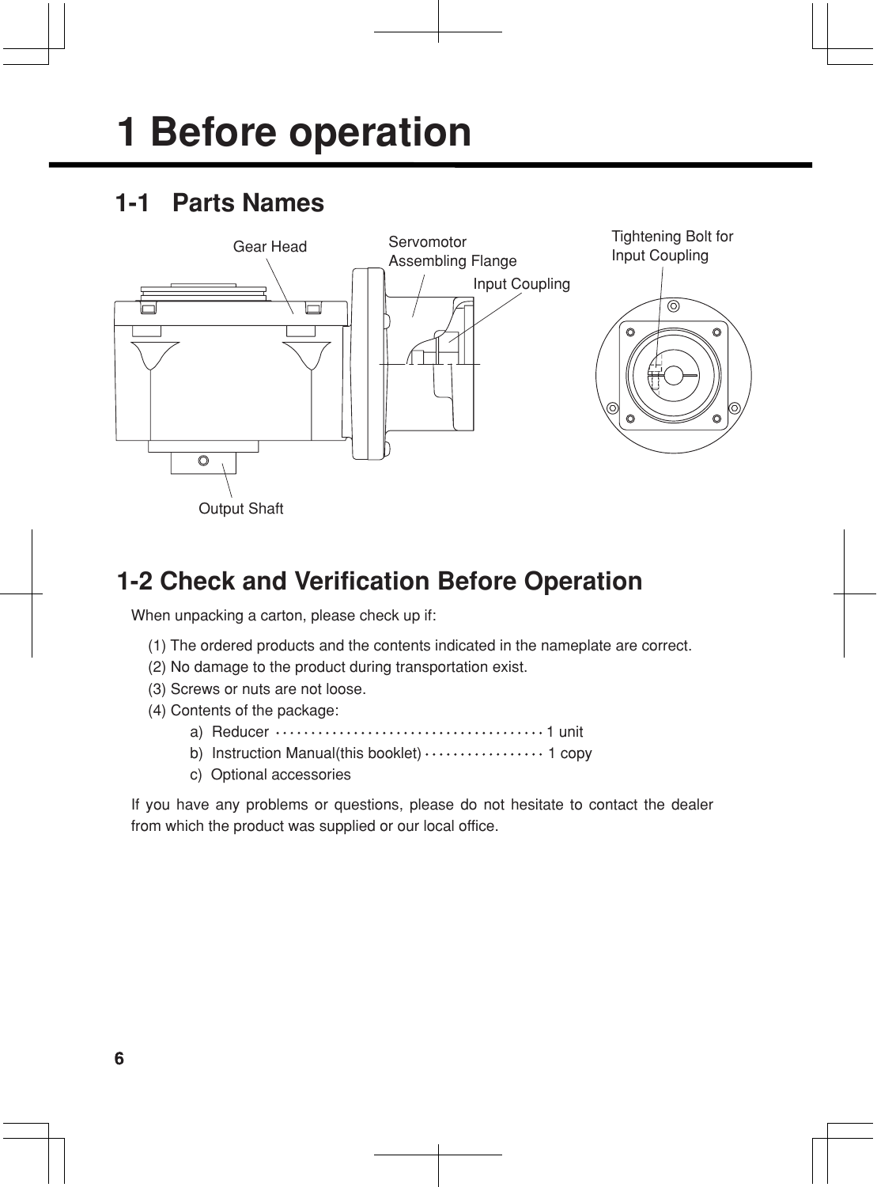# 1 Before operation

## 1-1 Parts Names

Gear Head

Servomotor Assembling Flange

Input Coupling

Tightening Bolt for Input Coupling

Output Shaft

## 1-2 Check and Verification Before Operation

When unpacking a carton, please check up if:

(1) The ordered products and the contents indicated in the nameplate are correct.
(2) No damage to the product during transportation exist.
(3) Screws or nuts are not loose.
(4) Contents of the package:

a) Reducer ······································ 1 unit
b) Instruction Manual(this booklet) ················· 1 copy
c) Optional accessories

If you have any problems or questions, please do not hesitate to contact the dealer from which the product was supplied or our local office.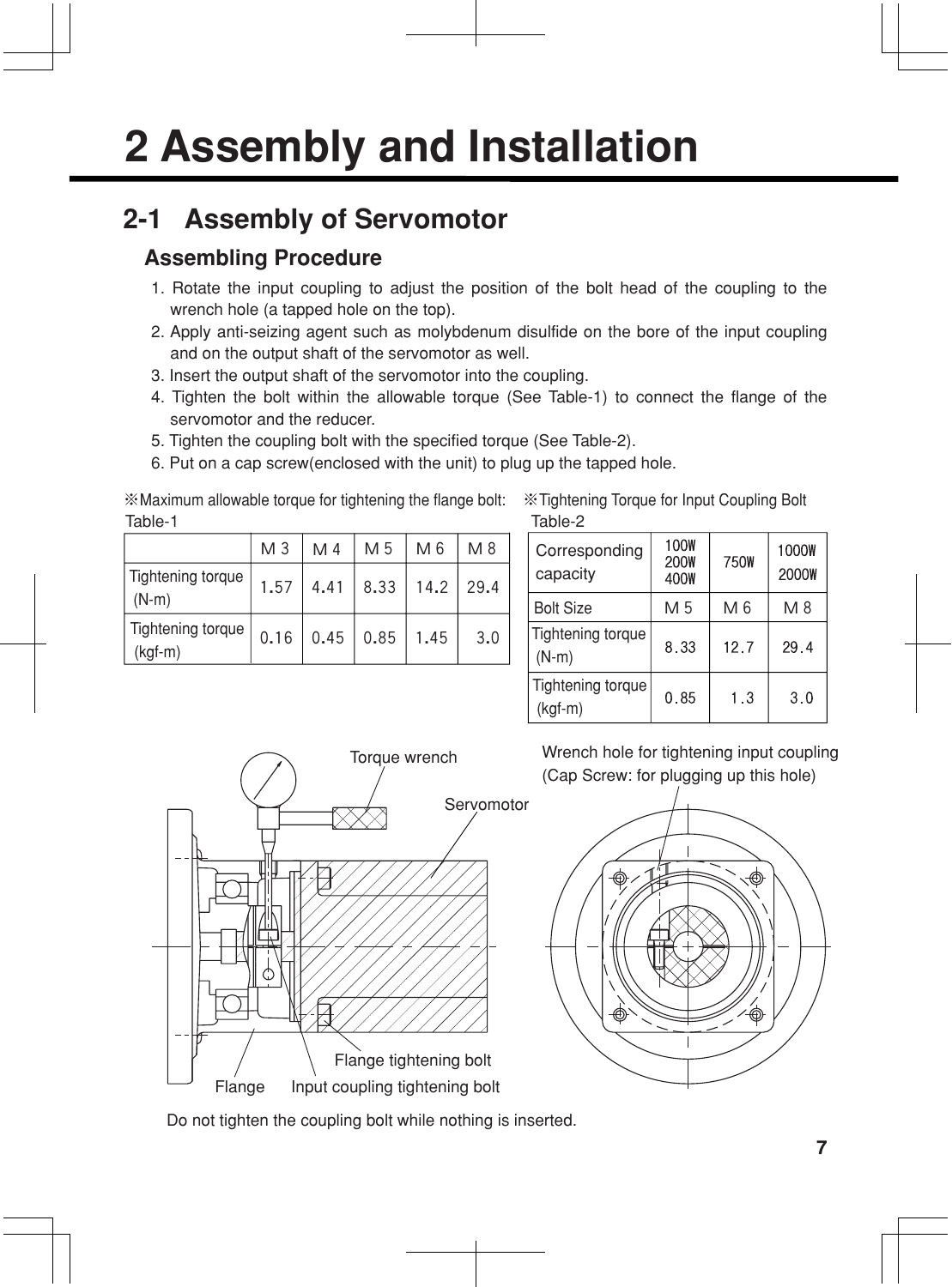# 2 Assembly and Installation

## 2-1 Assembly of Servomotor

### Assembling Procedure

1. Rotate the input coupling to adjust the position of the bolt head of the coupling to the wrench hole (a tapped hole on the top).
2. Apply anti-seizing agent such as molybdenum disulfide on the bore of the input coupling and on the output shaft of the servomotor as well.
3. Insert the output shaft of the servomotor into the coupling.
4. Tighten the bolt within the allowable torque (See Table-1) to connect the flange of the servomotor and the reducer.
5. Tighten the coupling bolt with the specified torque (See Table-2).
6. Put on a cap screw(enclosed with the unit) to plug up the tapped hole.

※Maximum allowable torque for tightening the flange bolt:
Table-1

| | M 3 | M 4 | M 5 | M 6 | M 8 |
|---|---|---|---|---|---|
| Tightening torque (N-m) | 1.57 | 4.41 | 8.33 | 14.2 | 29.4 |
| Tightening torque (kgf-m) | 0.16 | 0.45 | 0.85 | 1.45 | 3.0 |

※Tightening Torque for Input Coupling Bolt
Table-2

| Corresponding capacity | 100W 200W 400W | 750W | 1000W 2000W |
|---|---|---|---|
| Bolt Size | M 5 | M 6 | M 8 |
| Tightening torque (N-m) | 8.33 | 12.7 | 29.4 |
| Tightening torque (kgf-m) | 0.85 | 1.3 | 3.0 |

Torque wrench

Servomotor

Wrench hole for tightening input coupling (Cap Screw: for plugging up this hole)

Flange tightening bolt

Flange

Input coupling tightening bolt

Do not tighten the coupling bolt while nothing is inserted.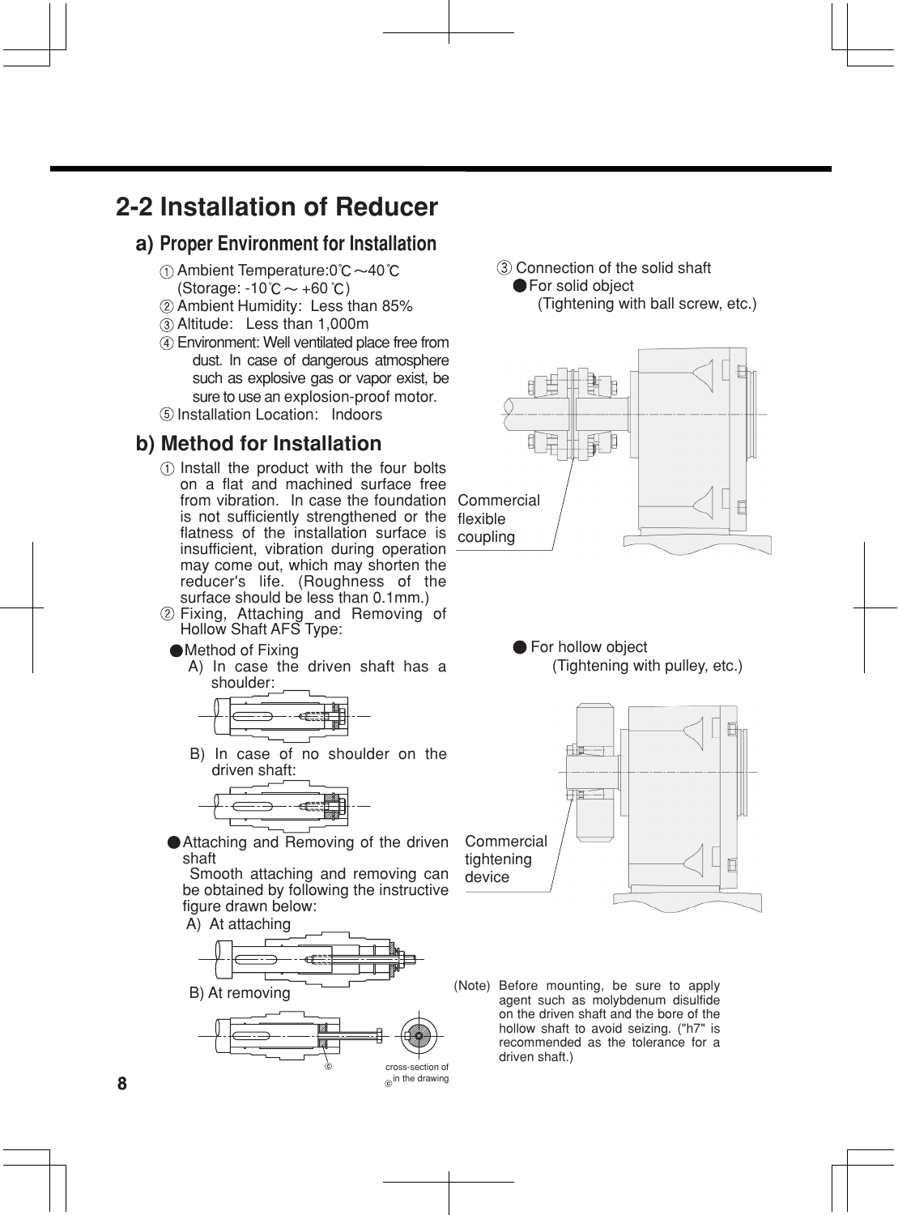## 2-2 Installation of Reducer

### a) Proper Environment for Installation

① Ambient Temperature:0℃～40℃
(Storage: -10℃～ +60℃)
② Ambient Humidity: Less than 85%
③ Altitude: Less than 1,000m
④ Environment: Well ventilated place free from dust. In case of dangerous atmosphere such as explosive gas or vapor exist, be sure to use an explosion-proof motor.
⑤ Installation Location: Indoors

### b) Method for Installation

① Install the product with the four bolts on a flat and machined surface free from vibration. In case the foundation is not sufficiently strengthened or the flatness of the installation surface is insufficient, vibration during operation may come out, which may shorten the reducer's life. (Roughness of the surface should be less than 0.1mm.)

② Fixing, Attaching and Removing of Hollow Shaft AFS Type:

● Method of Fixing

A) In case the driven shaft has a shoulder:

B) In case of no shoulder on the driven shaft:

● Attaching and Removing of the driven shaft

Smooth attaching and removing can be obtained by following the instructive figure drawn below:

A) At attaching

B) At removing

Ⓒ

cross-section of Ⓒ in the drawing

③ Connection of the solid shaft

● For solid object
(Tightening with ball screw, etc.)

Commercial flexible coupling

● For hollow object
(Tightening with pulley, etc.)

Commercial tightening device

(Note) Before mounting, be sure to apply agent such as molybdenum disulfide on the driven shaft and the bore of the hollow shaft to avoid seizing. ("h7" is recommended as the tolerance for a driven shaft.)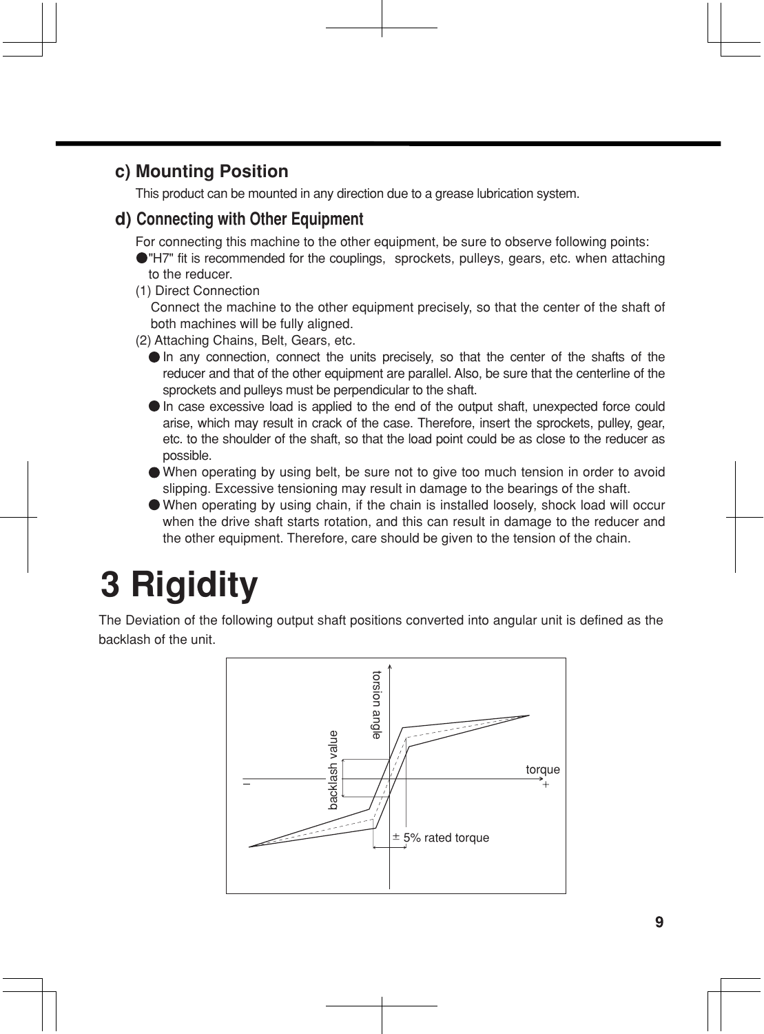## c) Mounting Position

This product can be mounted in any direction due to a grease lubrication system.

## d) Connecting with Other Equipment

For connecting this machine to the other equipment, be sure to observe following points:

- "H7" fit is recommended for the couplings, sprockets, pulleys, gears, etc. when attaching to the reducer.

(1) Direct Connection

Connect the machine to the other equipment precisely, so that the center of the shaft of both machines will be fully aligned.

(2) Attaching Chains, Belt, Gears, etc.

- In any connection, connect the units precisely, so that the center of the shafts of the reducer and that of the other equipment are parallel. Also, be sure that the centerline of the sprockets and pulleys must be perpendicular to the shaft.
- In case excessive load is applied to the end of the output shaft, unexpected force could arise, which may result in crack of the case. Therefore, insert the sprockets, pulley, gear, etc. to the shoulder of the shaft, so that the load point could be as close to the reducer as possible.
- When operating by using belt, be sure not to give too much tension in order to avoid slipping. Excessive tensioning may result in damage to the bearings of the shaft.
- When operating by using chain, if the chain is installed loosely, shock load will occur when the drive shaft starts rotation, and this can result in damage to the reducer and the other equipment. Therefore, care should be given to the tension of the chain.

# 3 Rigidity

The Deviation of the following output shaft positions converted into angular unit is defined as the backlash of the unit.

torsion angle

backlash value

torque

−

+

± 5% rated torque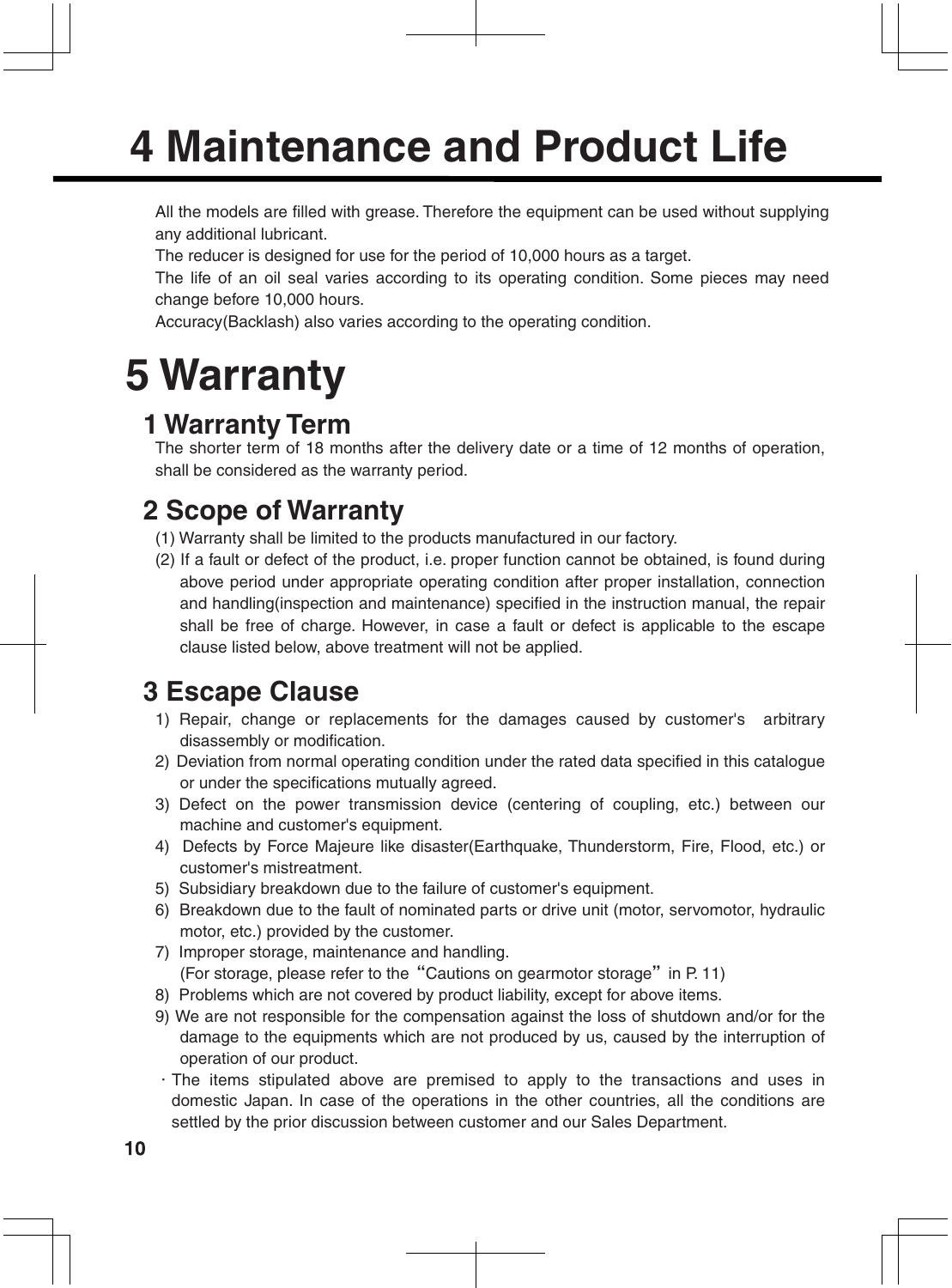# 4 Maintenance and Product Life

All the models are filled with grease. Therefore the equipment can be used without supplying any additional lubricant.
The reducer is designed for use for the period of 10,000 hours as a target.
The life of an oil seal varies according to its operating condition. Some pieces may need change before 10,000 hours.
Accuracy(Backlash) also varies according to the operating condition.

# 5 Warranty

## 1 Warranty Term

The shorter term of 18 months after the delivery date or a time of 12 months of operation, shall be considered as the warranty period.

## 2 Scope of Warranty

(1) Warranty shall be limited to the products manufactured in our factory.
(2) If a fault or defect of the product, i.e. proper function cannot be obtained, is found during above period under appropriate operating condition after proper installation, connection and handling(inspection and maintenance) specified in the instruction manual, the repair shall be free of charge. However, in case a fault or defect is applicable to the escape clause listed below, above treatment will not be applied.

## 3 Escape Clause

1) Repair, change or replacements for the damages caused by customer's arbitrary disassembly or modification.
2) Deviation from normal operating condition under the rated data specified in this catalogue or under the specifications mutually agreed.
3) Defect on the power transmission device (centering of coupling, etc.) between our machine and customer's equipment.
4) Defects by Force Majeure like disaster(Earthquake, Thunderstorm, Fire, Flood, etc.) or customer's mistreatment.
5) Subsidiary breakdown due to the failure of customer's equipment.
6) Breakdown due to the fault of nominated parts or drive unit (motor, servomotor, hydraulic motor, etc.) provided by the customer.
7) Improper storage, maintenance and handling.
(For storage, please refer to the “Cautions on gearmotor storage” in P. 11)
8) Problems which are not covered by product liability, except for above items.
9) We are not responsible for the compensation against the loss of shutdown and/or for the damage to the equipments which are not produced by us, caused by the interruption of operation of our product.

・The items stipulated above are premised to apply to the transactions and uses in domestic Japan. In case of the operations in the other countries, all the conditions are settled by the prior discussion between customer and our Sales Department.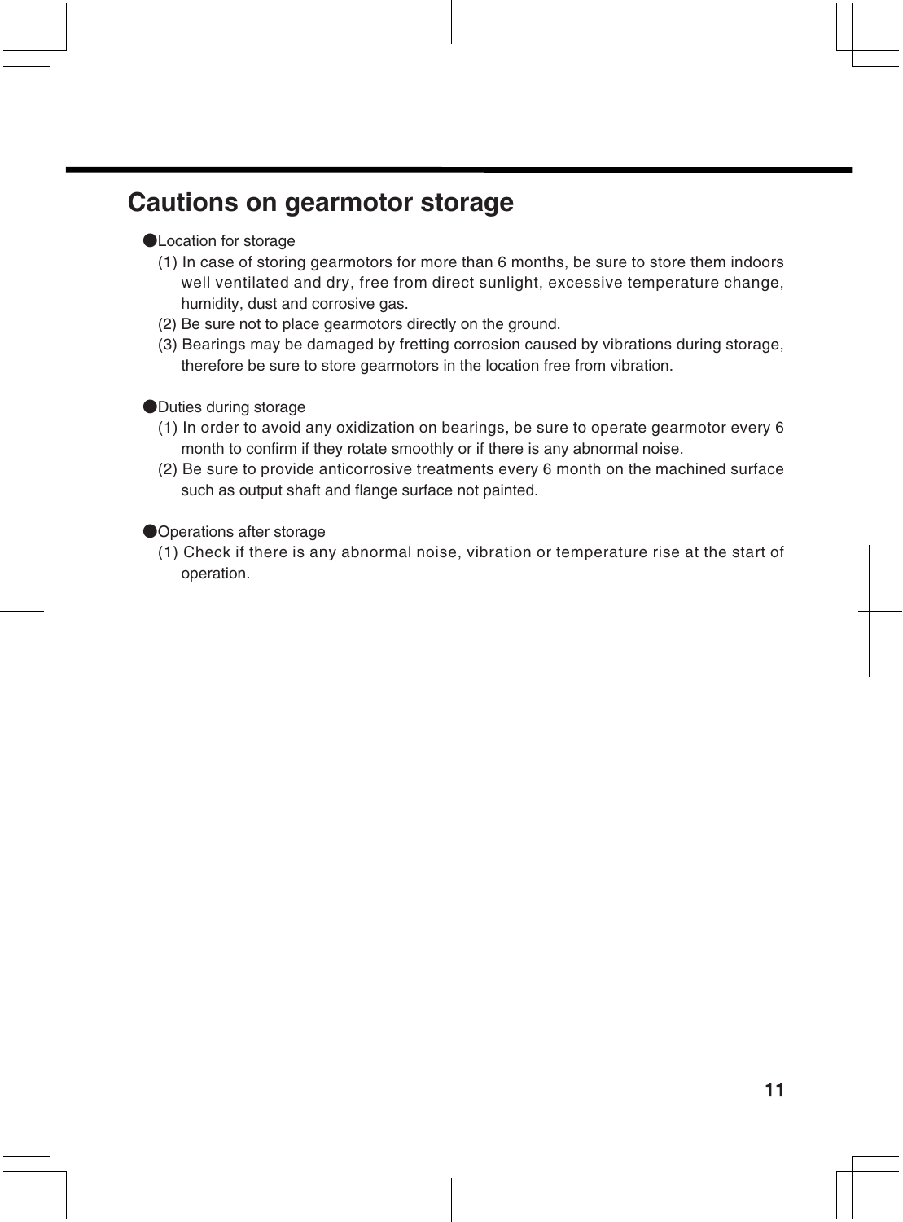# Cautions on gearmotor storage

●Location for storage

(1) In case of storing gearmotors for more than 6 months, be sure to store them indoors well ventilated and dry, free from direct sunlight, excessive temperature change, humidity, dust and corrosive gas.

(2) Be sure not to place gearmotors directly on the ground.

(3) Bearings may be damaged by fretting corrosion caused by vibrations during storage, therefore be sure to store gearmotors in the location free from vibration.

●Duties during storage

(1) In order to avoid any oxidization on bearings, be sure to operate gearmotor every 6 month to confirm if they rotate smoothly or if there is any abnormal noise.

(2) Be sure to provide anticorrosive treatments every 6 month on the machined surface such as output shaft and flange surface not painted.

●Operations after storage

(1) Check if there is any abnormal noise, vibration or temperature rise at the start of operation.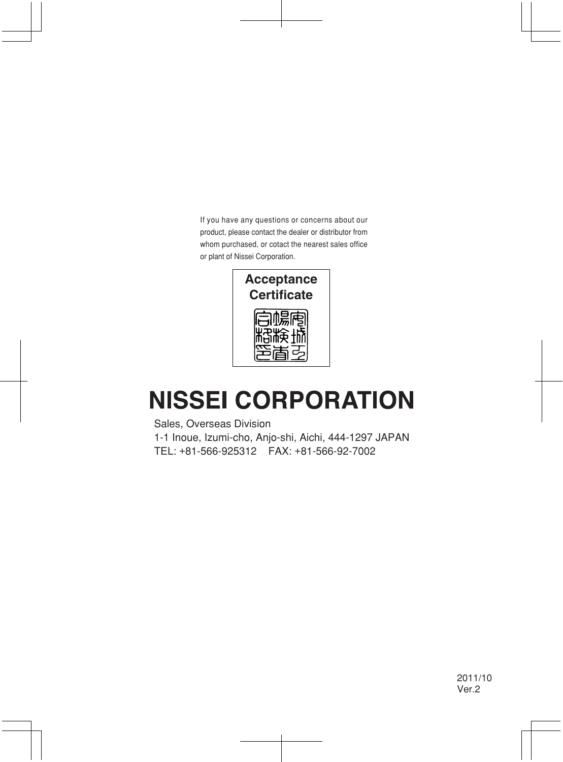If you have any questions or concerns about our product, please contact the dealer or distributor from whom purchased, or cotact the nearest sales office or plant of Nissei Corporation.

**Acceptance Certificate**

# NISSEI CORPORATION

Sales, Overseas Division
1-1 Inoue, Izumi-cho, Anjo-shi, Aichi, 444-1297 JAPAN
TEL: +81-566-925312    FAX: +81-566-92-7002

2011/10
Ver.2